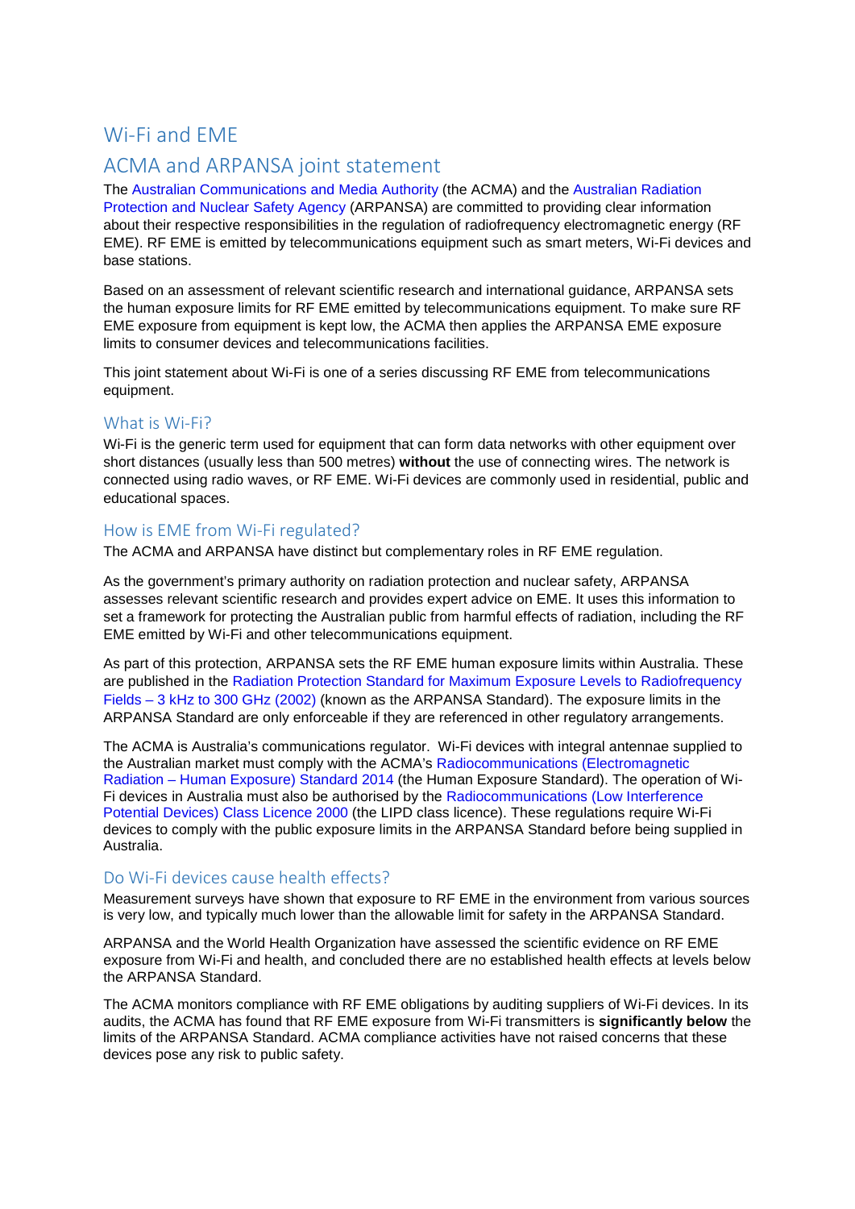# Wi-Fi and EME

## ACMA and ARPANSA joint statement

The Australian Communications and Media Authority (the ACMA) and the Australian Radiation Protection and Nuclear Safety Agency (ARPANSA) are committed to providing clear information about their respective responsibilities in the regulation of radiofrequency electromagnetic energy (RF EME). RF EME is emitted by telecommunications equipment such as smart meters, Wi-Fi devices and base stations.

Based on an assessment of relevant scientific research and international guidance, ARPANSA sets the human exposure limits for RF EME emitted by telecommunications equipment. To make sure RF EME exposure from equipment is kept low, the ACMA then applies the ARPANSA EME exposure limits to consumer devices and telecommunications facilities.

This joint statement about Wi-Fi is one of a series discussing RF EME from telecommunications equipment.

### What is Wi-Fi?

Wi-Fi is the generic term used for equipment that can form data networks with other equipment over short distances (usually less than 500 metres) **without** the use of connecting wires. The network is connected using radio waves, or RF EME. Wi-Fi devices are commonly used in residential, public and educational spaces.

### How is EME from Wi-Fi regulated?

The ACMA and ARPANSA have distinct but complementary roles in RF EME regulation.

As the government's primary authority on radiation protection and nuclear safety, ARPANSA assesses relevant scientific research and provides expert advice on EME. It uses this information to set a framework for protecting the Australian public from harmful effects of radiation, including the RF EME emitted by Wi-Fi and other telecommunications equipment.

As part of this protection, ARPANSA sets the RF EME human exposure limits within Australia. These are published in the Radiation Protection Standard for Maximum Exposure Levels to Radiofrequency Fields – 3 kHz to 300 GHz (2002) (known as the ARPANSA Standard). The exposure limits in the ARPANSA Standard are only enforceable if they are referenced in other regulatory arrangements.

The ACMA is Australia's communications regulator. Wi-Fi devices with integral antennae supplied to the Australian market must comply with the ACMA's Radiocommunications (Electromagnetic Radiation – Human Exposure) Standard 2014 (the Human Exposure Standard). The operation of Wi-Fi devices in Australia must also be authorised by the Radiocommunications (Low Interference Potential Devices) Class Licence 2000 (the LIPD class licence). These regulations require Wi-Fi devices to comply with the public exposure limits in the ARPANSA Standard before being supplied in Australia.

### Do Wi-Fi devices cause health effects?

Measurement surveys have shown that exposure to RF EME in the environment from various sources is very low, and typically much lower than the allowable limit for safety in the ARPANSA Standard.

ARPANSA and the World Health Organization have assessed the scientific evidence on RF EME exposure from Wi-Fi and health, and concluded there are no established health effects at levels below the ARPANSA Standard.

The ACMA monitors compliance with RF EME obligations by auditing suppliers of Wi-Fi devices. In its audits, the ACMA has found that RF EME exposure from Wi-Fi transmitters is **significantly below** the limits of the ARPANSA Standard. ACMA compliance activities have not raised concerns that these devices pose any risk to public safety.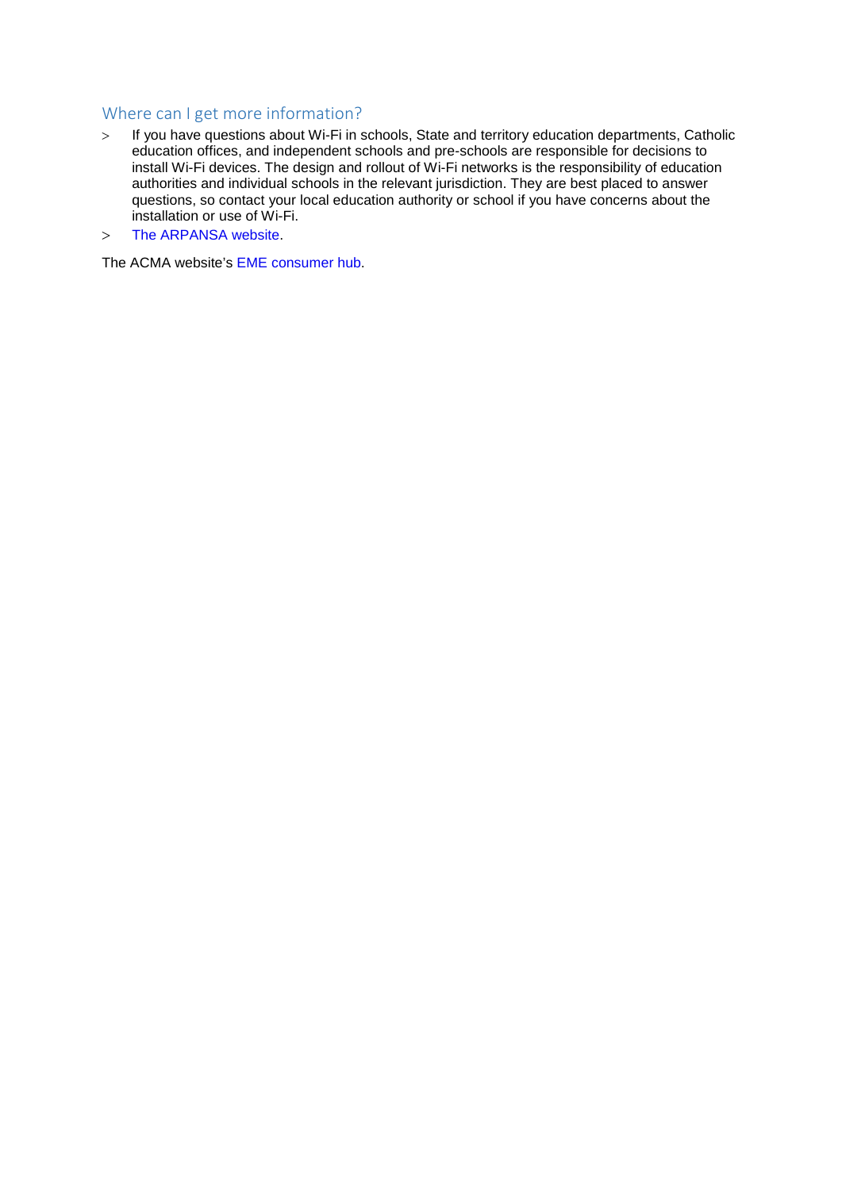## Where can I get more information?

- If you have questions about Wi-Fi in schools, State and territory education departments, Catholic education offices, and independent schools and pre-schools are responsible for decisions to install Wi-Fi devices. The design and rollout of Wi-Fi networks is the responsibility of education authorities and individual schools in the relevant jurisdiction. They are best placed to answer questions, so contact your local education authority or school if you have concerns about the installation or use of Wi-Fi.
- The ARPANSA website.

The ACMA website's EME consumer hub.